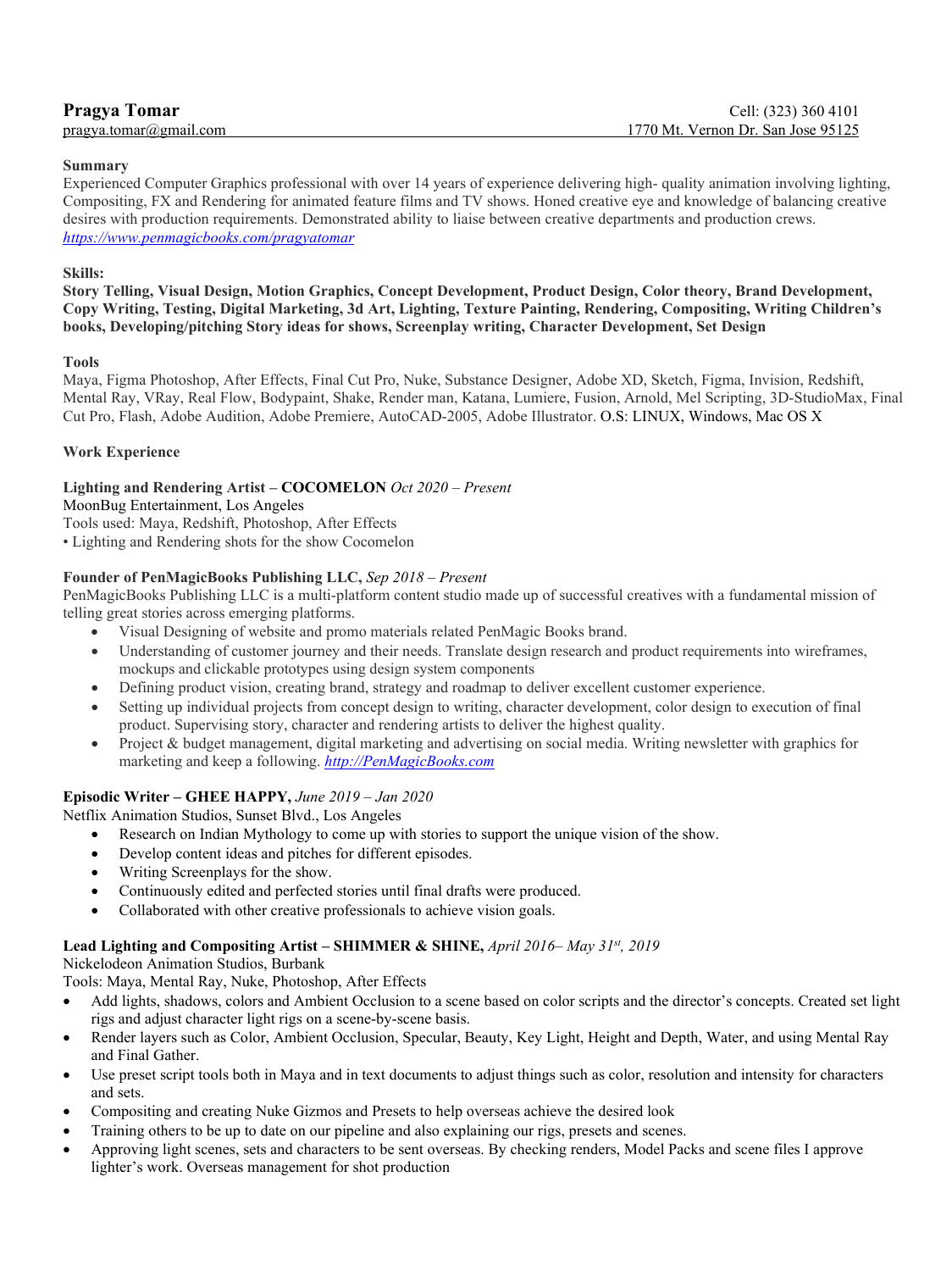**Pragya Tomar** Cell: (323) 360 4101
pragya.tomar@gmail.com 1770 Mt. Vernon Dr. San Jose 95125

**Summary**

Experienced Computer Graphics professional with over 14 years of experience delivering high- quality animation involving lighting, Compositing, FX and Rendering for animated feature films and TV shows. Honed creative eye and knowledge of balancing creative desires with production requirements. Demonstrated ability to liaise between creative departments and production crews.
*https://www.penmagicbooks.com/pragyatomar*

**Skills:**

**Story Telling, Visual Design, Motion Graphics, Concept Development, Product Design, Color theory, Brand Development, Copy Writing, Testing, Digital Marketing, 3d Art, Lighting, Texture Painting, Rendering, Compositing, Writing Children's books, Developing/pitching Story ideas for shows, Screenplay writing, Character Development, Set Design**

**Tools**

Maya, Figma Photoshop, After Effects, Final Cut Pro, Nuke, Substance Designer, Adobe XD, Sketch, Figma, Invision, Redshift, Mental Ray, VRay, Real Flow, Bodypaint, Shake, Render man, Katana, Lumiere, Fusion, Arnold, Mel Scripting, 3D-StudioMax, Final Cut Pro, Flash, Adobe Audition, Adobe Premiere, AutoCAD-2005, Adobe Illustrator. O.S: LINUX, Windows, Mac OS X

**Work Experience**

**Lighting and Rendering Artist – COCOMELON** *Oct 2020 – Present*
MoonBug Entertainment, Los Angeles
Tools used: Maya, Redshift, Photoshop, After Effects
• Lighting and Rendering shots for the show Cocomelon

**Founder of PenMagicBooks Publishing LLC,** *Sep 2018 – Present*
PenMagicBooks Publishing LLC is a multi-platform content studio made up of successful creatives with a fundamental mission of telling great stories across emerging platforms.

- Visual Designing of website and promo materials related PenMagic Books brand.
- Understanding of customer journey and their needs. Translate design research and product requirements into wireframes, mockups and clickable prototypes using design system components
- Defining product vision, creating brand, strategy and roadmap to deliver excellent customer experience.
- Setting up individual projects from concept design to writing, character development, color design to execution of final product. Supervising story, character and rendering artists to deliver the highest quality.
- Project & budget management, digital marketing and advertising on social media. Writing newsletter with graphics for marketing and keep a following. *http://PenMagicBooks.com*

**Episodic Writer – GHEE HAPPY,** *June 2019 – Jan 2020*
Netflix Animation Studios, Sunset Blvd., Los Angeles

- Research on Indian Mythology to come up with stories to support the unique vision of the show.
- Develop content ideas and pitches for different episodes.
- Writing Screenplays for the show.
- Continuously edited and perfected stories until final drafts were produced.
- Collaborated with other creative professionals to achieve vision goals.

**Lead Lighting and Compositing Artist – SHIMMER & SHINE,** *April 2016– May 31st, 2019*
Nickelodeon Animation Studios, Burbank
Tools: Maya, Mental Ray, Nuke, Photoshop, After Effects

- Add lights, shadows, colors and Ambient Occlusion to a scene based on color scripts and the director's concepts. Created set light rigs and adjust character light rigs on a scene-by-scene basis.
- Render layers such as Color, Ambient Occlusion, Specular, Beauty, Key Light, Height and Depth, Water, and using Mental Ray and Final Gather.
- Use preset script tools both in Maya and in text documents to adjust things such as color, resolution and intensity for characters and sets.
- Compositing and creating Nuke Gizmos and Presets to help overseas achieve the desired look
- Training others to be up to date on our pipeline and also explaining our rigs, presets and scenes.
- Approving light scenes, sets and characters to be sent overseas. By checking renders, Model Packs and scene files I approve lighter's work. Overseas management for shot production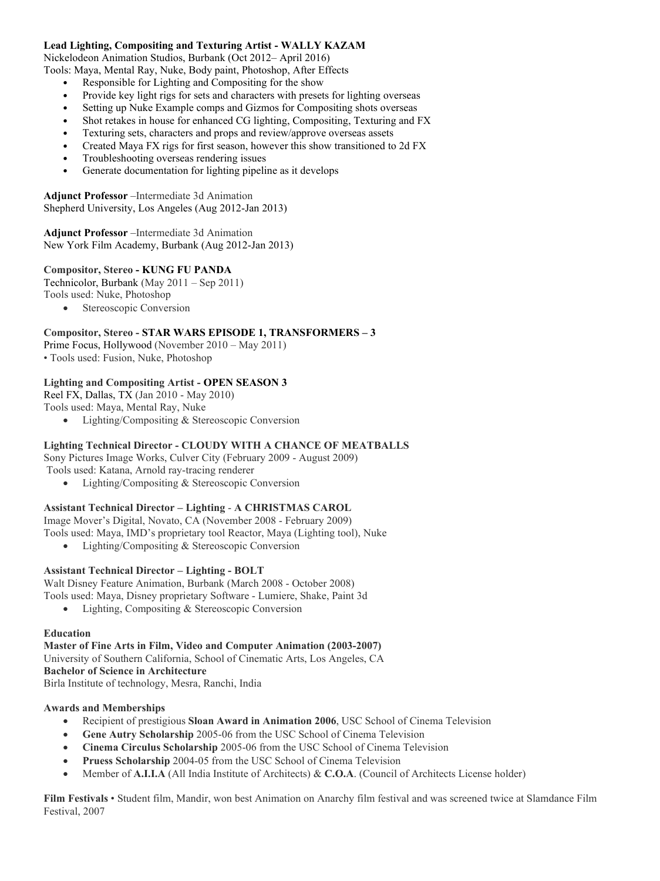**Lead Lighting, Compositing and Texturing Artist - WALLY KAZAM**
Nickelodeon Animation Studios, Burbank (Oct 2012– April 2016)
Tools: Maya, Mental Ray, Nuke, Body paint, Photoshop, After Effects

- Responsible for Lighting and Compositing for the show
- Provide key light rigs for sets and characters with presets for lighting overseas
- Setting up Nuke Example comps and Gizmos for Compositing shots overseas
- Shot retakes in house for enhanced CG lighting, Compositing, Texturing and FX
- Texturing sets, characters and props and review/approve overseas assets
- Created Maya FX rigs for first season, however this show transitioned to 2d FX
- Troubleshooting overseas rendering issues
- Generate documentation for lighting pipeline as it develops

**Adjunct Professor** –Intermediate 3d Animation
Shepherd University, Los Angeles (Aug 2012-Jan 2013)

**Adjunct Professor** –Intermediate 3d Animation
New York Film Academy, Burbank (Aug 2012-Jan 2013)

**Compositor, Stereo - KUNG FU PANDA**
Technicolor, Burbank (May 2011 – Sep 2011)
Tools used: Nuke, Photoshop

- Stereoscopic Conversion

**Compositor, Stereo - STAR WARS EPISODE 1, TRANSFORMERS – 3**
Prime Focus, Hollywood (November 2010 – May 2011)
• Tools used: Fusion, Nuke, Photoshop

**Lighting and Compositing Artist - OPEN SEASON 3**
Reel FX, Dallas, TX (Jan 2010 - May 2010)
Tools used: Maya, Mental Ray, Nuke

- Lighting/Compositing & Stereoscopic Conversion

**Lighting Technical Director - CLOUDY WITH A CHANCE OF MEATBALLS**
Sony Pictures Image Works, Culver City (February 2009 - August 2009)
Tools used: Katana, Arnold ray-tracing renderer

- Lighting/Compositing & Stereoscopic Conversion

**Assistant Technical Director – Lighting - A CHRISTMAS CAROL**
Image Mover's Digital, Novato, CA (November 2008 - February 2009)
Tools used: Maya, IMD's proprietary tool Reactor, Maya (Lighting tool), Nuke

- Lighting/Compositing & Stereoscopic Conversion

**Assistant Technical Director – Lighting - BOLT**
Walt Disney Feature Animation, Burbank (March 2008 - October 2008)
Tools used: Maya, Disney proprietary Software - Lumiere, Shake, Paint 3d

- Lighting, Compositing & Stereoscopic Conversion

**Education**

**Master of Fine Arts in Film, Video and Computer Animation (2003-2007)**
University of Southern California, School of Cinematic Arts, Los Angeles, CA
**Bachelor of Science in Architecture**
Birla Institute of technology, Mesra, Ranchi, India

**Awards and Memberships**

- Recipient of prestigious **Sloan Award in Animation 2006**, USC School of Cinema Television
- **Gene Autry Scholarship** 2005-06 from the USC School of Cinema Television
- **Cinema Circulus Scholarship** 2005-06 from the USC School of Cinema Television
- **Pruess Scholarship** 2004-05 from the USC School of Cinema Television
- Member of **A.I.I.A** (All India Institute of Architects) & **C.O.A**. (Council of Architects License holder)

**Film Festivals** • Student film, Mandir, won best Animation on Anarchy film festival and was screened twice at Slamdance Film Festival, 2007